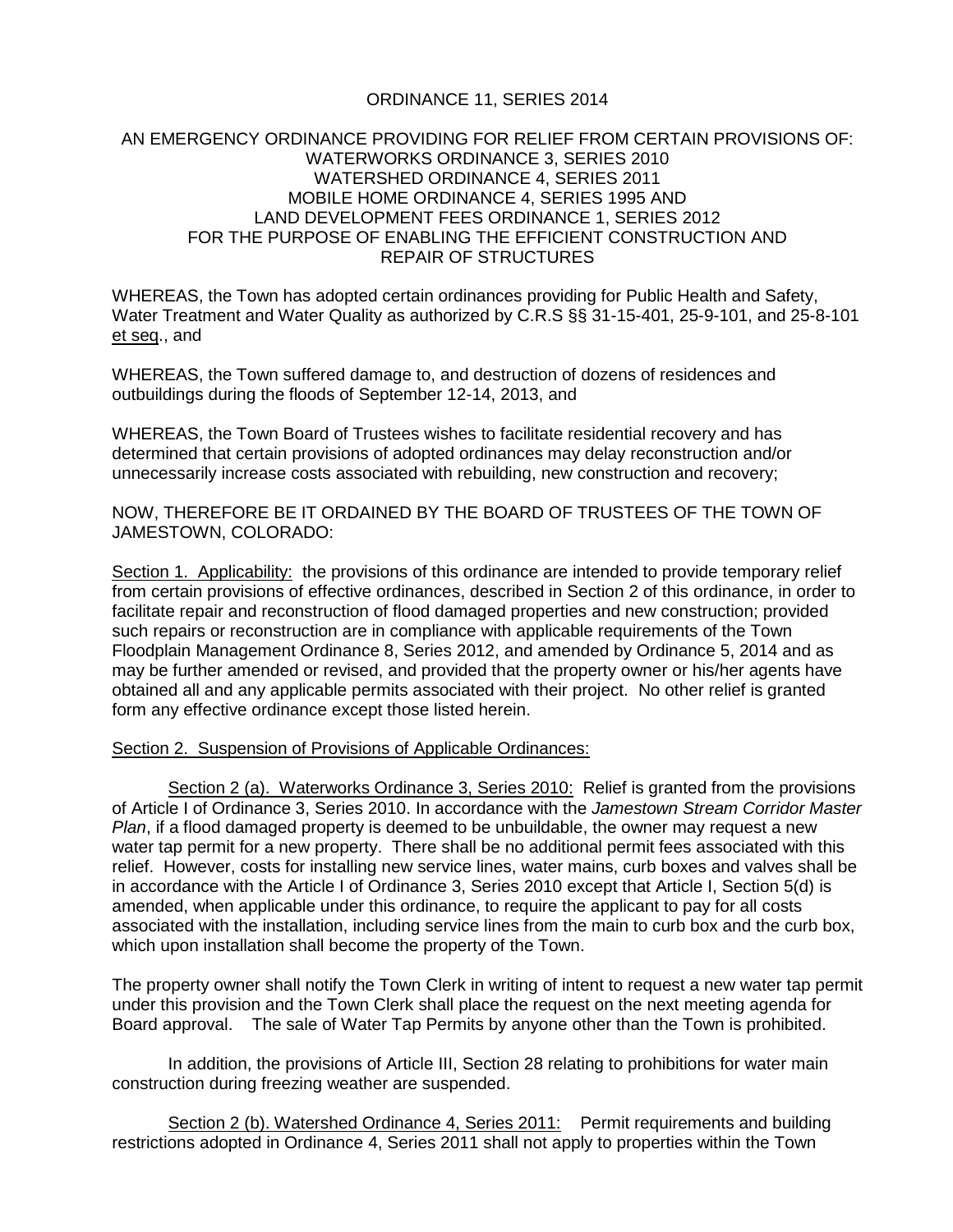ORDINANCE 11, SERIES 2014

AN EMERGENCY ORDINANCE PROVIDING FOR RELIEF FROM CERTAIN PROVISIONS OF:
WATERWORKS ORDINANCE 3, SERIES 2010
WATERSHED ORDINANCE 4, SERIES 2011
MOBILE HOME ORDINANCE 4, SERIES 1995 AND
LAND DEVELOPMENT FEES ORDINANCE 1, SERIES 2012
FOR THE PURPOSE OF ENABLING THE EFFICIENT CONSTRUCTION AND REPAIR OF STRUCTURES

WHEREAS, the Town has adopted certain ordinances providing for Public Health and Safety, Water Treatment and Water Quality as authorized by C.R.S §§ 31-15-401, 25-9-101, and 25-8-101 et seq., and

WHEREAS, the Town suffered damage to, and destruction of dozens of residences and outbuildings during the floods of September 12-14, 2013, and

WHEREAS, the Town Board of Trustees wishes to facilitate residential recovery and has determined that certain provisions of adopted ordinances may delay reconstruction and/or unnecessarily increase costs associated with rebuilding, new construction and recovery;

NOW, THEREFORE BE IT ORDAINED BY THE BOARD OF TRUSTEES OF THE TOWN OF JAMESTOWN, COLORADO:

Section 1. Applicability: the provisions of this ordinance are intended to provide temporary relief from certain provisions of effective ordinances, described in Section 2 of this ordinance, in order to facilitate repair and reconstruction of flood damaged properties and new construction; provided such repairs or reconstruction are in compliance with applicable requirements of the Town Floodplain Management Ordinance 8, Series 2012, and amended by Ordinance 5, 2014 and as may be further amended or revised, and provided that the property owner or his/her agents have obtained all and any applicable permits associated with their project. No other relief is granted form any effective ordinance except those listed herein.

Section 2. Suspension of Provisions of Applicable Ordinances:

Section 2 (a). Waterworks Ordinance 3, Series 2010: Relief is granted from the provisions of Article I of Ordinance 3, Series 2010. In accordance with the *Jamestown Stream Corridor Master Plan*, if a flood damaged property is deemed to be unbuildable, the owner may request a new water tap permit for a new property. There shall be no additional permit fees associated with this relief. However, costs for installing new service lines, water mains, curb boxes and valves shall be in accordance with the Article I of Ordinance 3, Series 2010 except that Article I, Section 5(d) is amended, when applicable under this ordinance, to require the applicant to pay for all costs associated with the installation, including service lines from the main to curb box and the curb box, which upon installation shall become the property of the Town.

The property owner shall notify the Town Clerk in writing of intent to request a new water tap permit under this provision and the Town Clerk shall place the request on the next meeting agenda for Board approval. The sale of Water Tap Permits by anyone other than the Town is prohibited.

In addition, the provisions of Article III, Section 28 relating to prohibitions for water main construction during freezing weather are suspended.

Section 2 (b). Watershed Ordinance 4, Series 2011: Permit requirements and building restrictions adopted in Ordinance 4, Series 2011 shall not apply to properties within the Town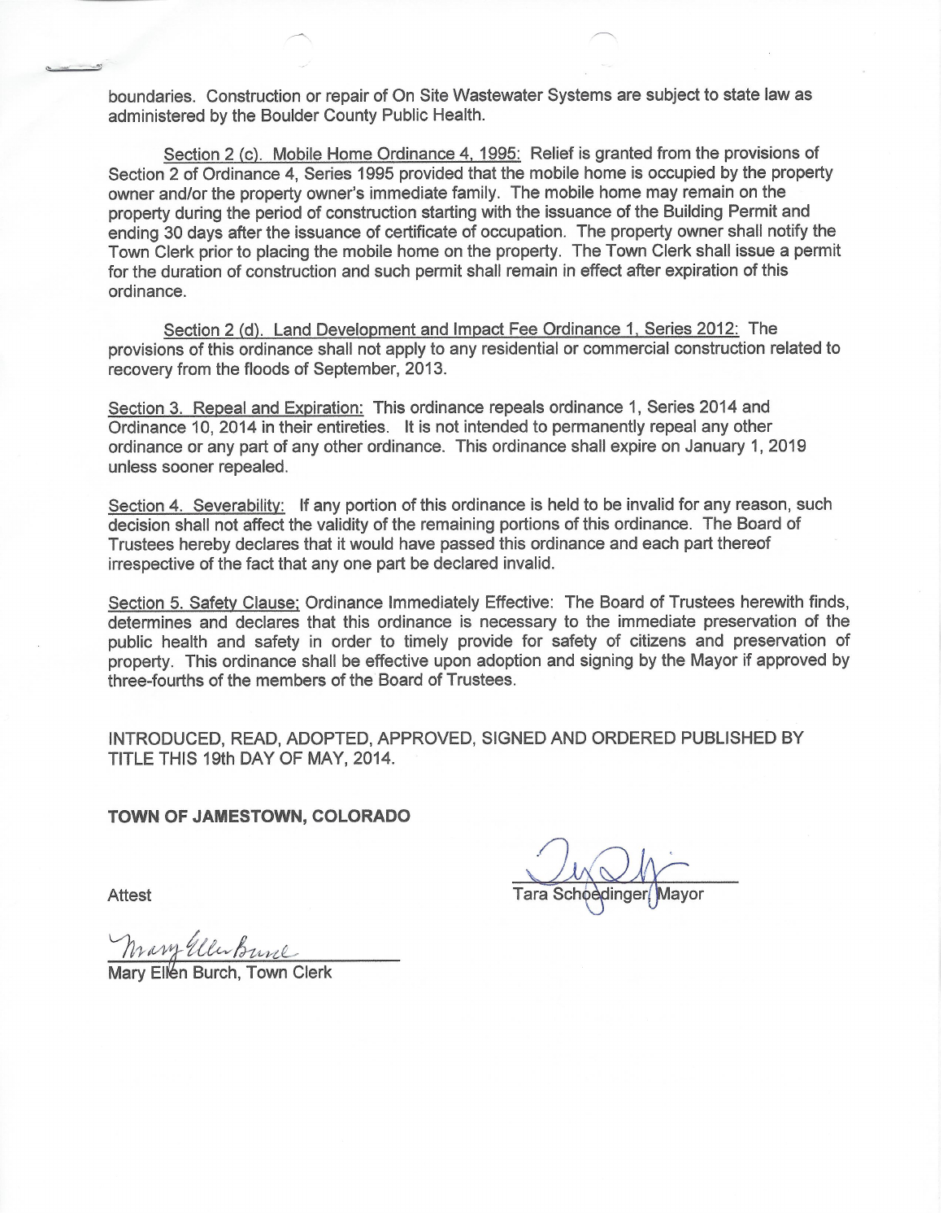boundaries. Construction or repair of On Site Wastewater Systems are subject to state law as administered by the Boulder County Public Health.

Section 2 (c). Mobile Home Ordinance 4, 1995: Relief is granted from the provisions of Section 2 of Ordinance 4, Series 1995 provided that the mobile home is occupied by the property owner and/or the property owner's immediate family. The mobile home may remain on the property during the period of construction starting with the issuance of the Building Permit and ending 30 days after the issuance of certificate of occupation. The property owner shall notify the Town Clerk prior to placing the mobile home on the property. The Town Clerk shall issue a permit for the duration of construction and such permit shall remain in effect after expiration of this ordinance.

Section 2 (d). Land Development and Impact Fee Ordinance 1, Series 2012: The provisions of this ordinance shall not apply to any residential or commercial construction related to recovery from the floods of September, 2013.

Section 3. Repeal and Expiration: This ordinance repeals ordinance 1, Series 2014 and Ordinance 10, 2014 in their entireties. It is not intended to permanently repeal any other ordinance or any part of any other ordinance. This ordinance shall expire on January 1, 2019 unless sooner repealed.

Section 4. Severability: If any portion of this ordinance is held to be invalid for any reason, such decision shall not affect the validity of the remaining portions of this ordinance. The Board of Trustees hereby declares that it would have passed this ordinance and each part thereof irrespective of the fact that any one part be declared invalid.

Section 5. Safety Clause; Ordinance Immediately Effective: The Board of Trustees herewith finds, determines and declares that this ordinance is necessary to the immediate preservation of the public health and safety in order to timely provide for safety of citizens and preservation of property. This ordinance shall be effective upon adoption and signing by the Mayor if approved by three-fourths of the members of the Board of Trustees.

INTRODUCED, READ, ADOPTED, APPROVED, SIGNED AND ORDERED PUBLISHED BY TITLE THIS 19th DAY OF MAY, 2014.

**TOWN OF JAMESTOWN, COLORADO**

Tara Schoedinger, Mayor

Attest

Mary Ellen Burch, Town Clerk